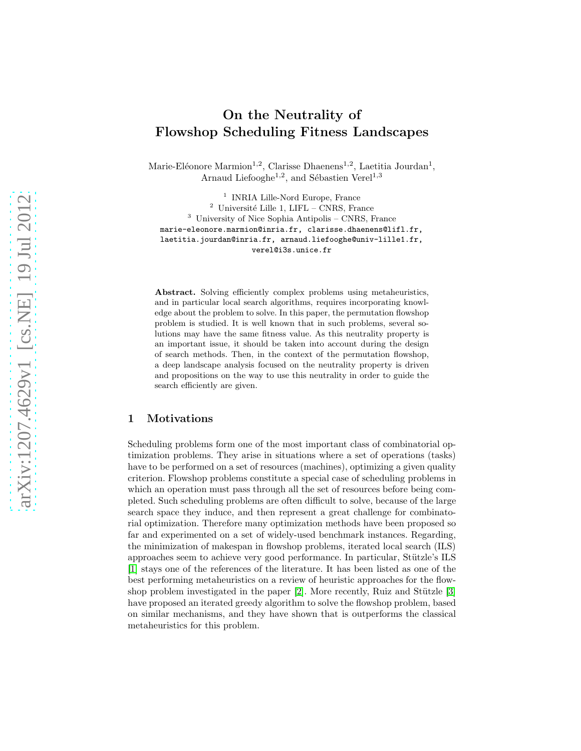# On the Neutrality of Flowshop Scheduling Fitness Landscapes

Marie-Eléonore Marmion[1,2], Clarisse Dhaenens[1,2], Laetitia Jourdan[1], Arnaud Liefooghe[1,2], and Sébastien Verel[1,3]

[1] INRIA Lille-Nord Europe, France
[2] Université Lille 1, LIFL – CNRS, France
[3] University of Nice Sophia Antipolis – CNRS, France
marie-eleonore.marmion@inria.fr, clarisse.dhaenens@lifl.fr, laetitia.jourdan@inria.fr, arnaud.liefooghe@univ-lille1.fr, verel@i3s.unice.fr

**Abstract.** Solving efficiently complex problems using metaheuristics, and in particular local search algorithms, requires incorporating knowledge about the problem to solve. In this paper, the permutation flowshop problem is studied. It is well known that in such problems, several solutions may have the same fitness value. As this neutrality property is an important issue, it should be taken into account during the design of search methods. Then, in the context of the permutation flowshop, a deep landscape analysis focused on the neutrality property is driven and propositions on the way to use this neutrality in order to guide the search efficiently are given.

## 1 Motivations

Scheduling problems form one of the most important class of combinatorial optimization problems. They arise in situations where a set of operations (tasks) have to be performed on a set of resources (machines), optimizing a given quality criterion. Flowshop problems constitute a special case of scheduling problems in which an operation must pass through all the set of resources before being completed. Such scheduling problems are often difficult to solve, because of the large search space they induce, and then represent a great challenge for combinatorial optimization. Therefore many optimization methods have been proposed so far and experimented on a set of widely-used benchmark instances. Regarding, the minimization of makespan in flowshop problems, iterated local search (ILS) approaches seem to achieve very good performance. In particular, Stützle's ILS [1] stays one of the references of the literature. It has been listed as one of the best performing metaheuristics on a review of heuristic approaches for the flowshop problem investigated in the paper [2]. More recently, Ruiz and Stützle [3] have proposed an iterated greedy algorithm to solve the flowshop problem, based on similar mechanisms, and they have shown that is outperforms the classical metaheuristics for this problem.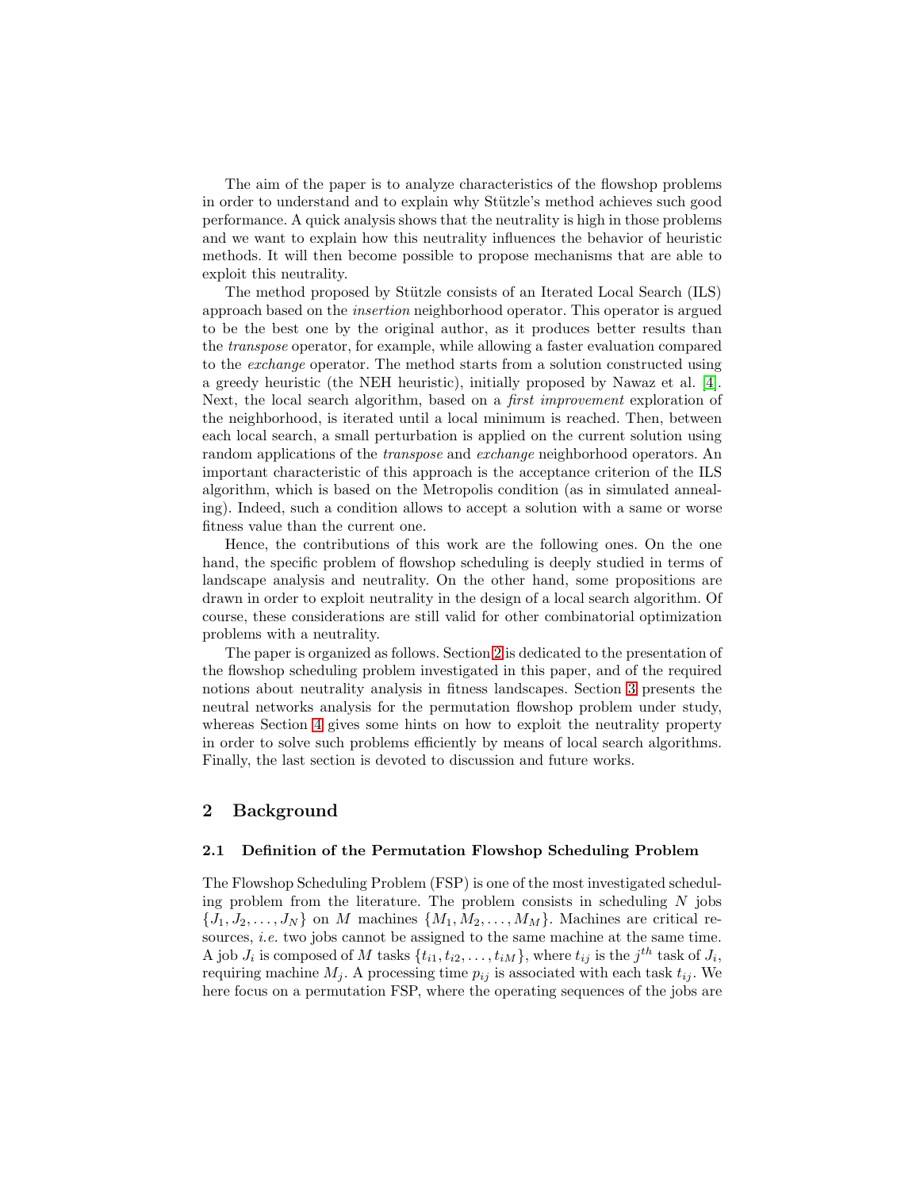The aim of the paper is to analyze characteristics of the flowshop problems in order to understand and to explain why Stützle's method achieves such good performance. A quick analysis shows that the neutrality is high in those problems and we want to explain how this neutrality influences the behavior of heuristic methods. It will then become possible to propose mechanisms that are able to exploit this neutrality.

The method proposed by Stützle consists of an Iterated Local Search (ILS) approach based on the *insertion* neighborhood operator. This operator is argued to be the best one by the original author, as it produces better results than the *transpose* operator, for example, while allowing a faster evaluation compared to the *exchange* operator. The method starts from a solution constructed using a greedy heuristic (the NEH heuristic), initially proposed by Nawaz et al. [4]. Next, the local search algorithm, based on a *first improvement* exploration of the neighborhood, is iterated until a local minimum is reached. Then, between each local search, a small perturbation is applied on the current solution using random applications of the *transpose* and *exchange* neighborhood operators. An important characteristic of this approach is the acceptance criterion of the ILS algorithm, which is based on the Metropolis condition (as in simulated annealing). Indeed, such a condition allows to accept a solution with a same or worse fitness value than the current one.

Hence, the contributions of this work are the following ones. On the one hand, the specific problem of flowshop scheduling is deeply studied in terms of landscape analysis and neutrality. On the other hand, some propositions are drawn in order to exploit neutrality in the design of a local search algorithm. Of course, these considerations are still valid for other combinatorial optimization problems with a neutrality.

The paper is organized as follows. Section 2 is dedicated to the presentation of the flowshop scheduling problem investigated in this paper, and of the required notions about neutrality analysis in fitness landscapes. Section 3 presents the neutral networks analysis for the permutation flowshop problem under study, whereas Section 4 gives some hints on how to exploit the neutrality property in order to solve such problems efficiently by means of local search algorithms. Finally, the last section is devoted to discussion and future works.

## 2 Background

### 2.1 Definition of the Permutation Flowshop Scheduling Problem

The Flowshop Scheduling Problem (FSP) is one of the most investigated scheduling problem from the literature. The problem consists in scheduling $N$ jobs $\{J_1, J_2, \ldots, J_N\}$ on $M$ machines $\{M_1, M_2, \ldots, M_M\}$. Machines are critical resources, *i.e.* two jobs cannot be assigned to the same machine at the same time. A job $J_i$ is composed of $M$ tasks $\{t_{i1}, t_{i2}, \ldots, t_{iM}\}$, where $t_{ij}$ is the $j^{th}$ task of $J_i$, requiring machine $M_j$. A processing time $p_{ij}$ is associated with each task $t_{ij}$. We here focus on a permutation FSP, where the operating sequences of the jobs are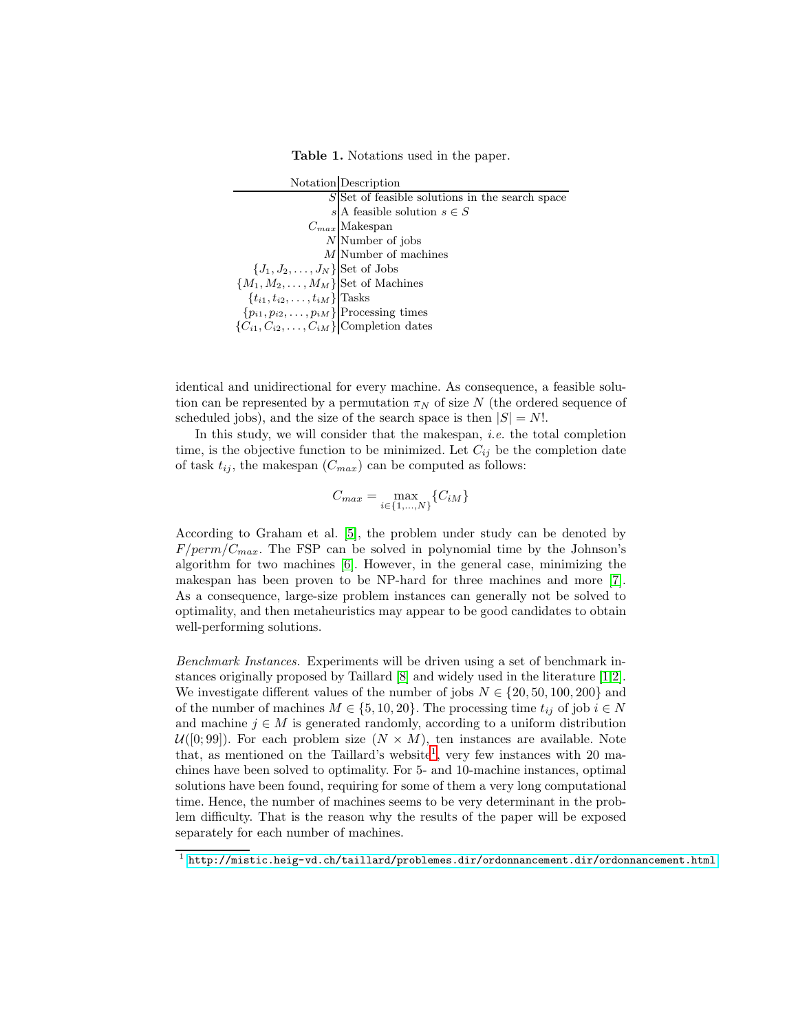**Table 1.** Notations used in the paper.

| Notation | Description |
|---:|---|
| $S$ | Set of feasible solutions in the search space |
| $s$ | A feasible solution $s \in S$ |
| $C_{max}$ | Makespan |
| $N$ | Number of jobs |
| $M$ | Number of machines |
| $\{J_1, J_2, \ldots, J_N\}$ | Set of Jobs |
| $\{M_1, M_2, \ldots, M_M\}$ | Set of Machines |
| $\{t_{i1}, t_{i2}, \ldots, t_{iM}\}$ | Tasks |
| $\{p_{i1}, p_{i2}, \ldots, p_{iM}\}$ | Processing times |
| $\{C_{i1}, C_{i2}, \ldots, C_{iM}\}$ | Completion dates |

identical and unidirectional for every machine. As consequence, a feasible solution can be represented by a permutation $\pi_N$ of size $N$ (the ordered sequence of scheduled jobs), and the size of the search space is then $|S| = N!$.

In this study, we will consider that the makespan, *i.e.* the total completion time, is the objective function to be minimized. Let $C_{ij}$ be the completion date of task $t_{ij}$, the makespan ($C_{max}$) can be computed as follows:

$$C_{max} = \max_{i \in \{1,\ldots,N\}} \{C_{iM}\}$$

According to Graham et al. [5], the problem under study can be denoted by $F/perm/C_{max}$. The FSP can be solved in polynomial time by the Johnson's algorithm for two machines [6]. However, in the general case, minimizing the makespan has been proven to be NP-hard for three machines and more [7]. As a consequence, large-size problem instances can generally not be solved to optimality, and then metaheuristics may appear to be good candidates to obtain well-performing solutions.

*Benchmark Instances.* Experiments will be driven using a set of benchmark instances originally proposed by Taillard [8] and widely used in the literature [1,2]. We investigate different values of the number of jobs $N \in \{20, 50, 100, 200\}$ and of the number of machines $M \in \{5, 10, 20\}$. The processing time $t_{ij}$ of job $i \in N$ and machine $j \in M$ is generated randomly, according to a uniform distribution $\mathcal{U}([0; 99])$. For each problem size ($N \times M$), ten instances are available. Note that, as mentioned on the Taillard's website[1], very few instances with 20 machines have been solved to optimality. For 5- and 10-machine instances, optimal solutions have been found, requiring for some of them a very long computational time. Hence, the number of machines seems to be very determinant in the problem difficulty. That is the reason why the results of the paper will be exposed separately for each number of machines.

[1] http://mistic.heig-vd.ch/taillard/problemes.dir/ordonnancement.dir/ordonnancement.html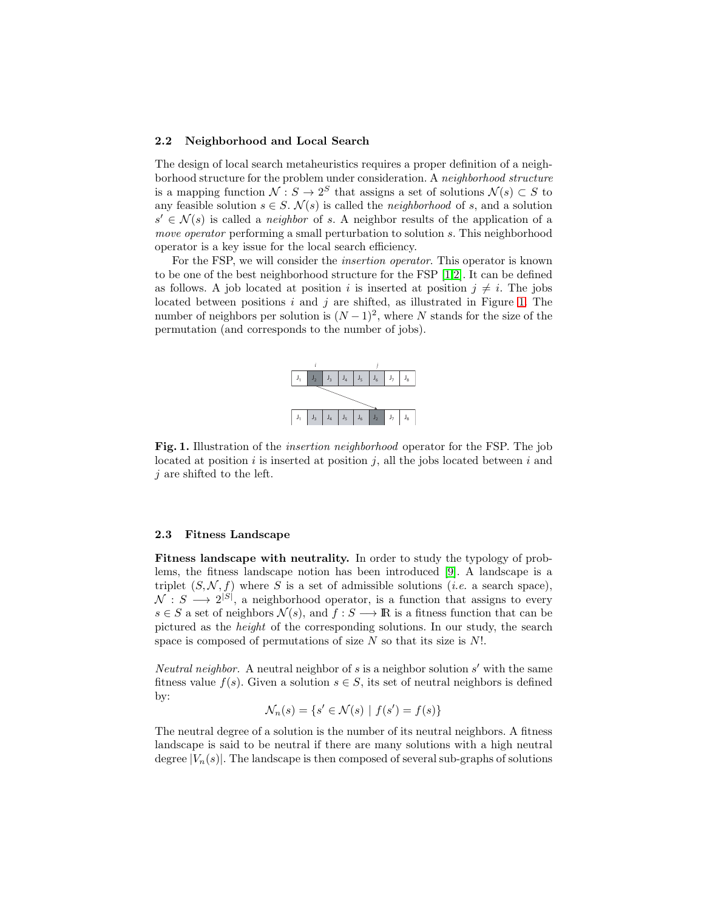### 2.2 Neighborhood and Local Search

The design of local search metaheuristics requires a proper definition of a neighborhood structure for the problem under consideration. A *neighborhood structure* is a mapping function $\mathcal{N} : S \to 2^S$ that assigns a set of solutions $\mathcal{N}(s) \subset S$ to any feasible solution $s \in S$. $\mathcal{N}(s)$ is called the *neighborhood* of $s$, and a solution $s' \in \mathcal{N}(s)$ is called a *neighbor* of $s$. A neighbor results of the application of a *move operator* performing a small perturbation to solution $s$. This neighborhood operator is a key issue for the local search efficiency.

For the FSP, we will consider the *insertion operator*. This operator is known to be one of the best neighborhood structure for the FSP [1,2]. It can be defined as follows. A job located at position $i$ is inserted at position $j \neq i$. The jobs located between positions $i$ and $j$ are shifted, as illustrated in Figure 1. The number of neighbors per solution is $(N-1)^2$, where $N$ stands for the size of the permutation (and corresponds to the number of jobs).

**Fig. 1.** Illustration of the *insertion neighborhood* operator for the FSP. The job located at position $i$ is inserted at position $j$, all the jobs located between $i$ and $j$ are shifted to the left.

### 2.3 Fitness Landscape

**Fitness landscape with neutrality.** In order to study the typology of problems, the fitness landscape notion has been introduced [9]. A landscape is a triplet $(S, \mathcal{N}, f)$ where $S$ is a set of admissible solutions (*i.e.* a search space), $\mathcal{N} : S \longrightarrow 2^{|S|}$, a neighborhood operator, is a function that assigns to every $s \in S$ a set of neighbors $\mathcal{N}(s)$, and $f : S \longrightarrow \mathbb{R}$ is a fitness function that can be pictured as the *height* of the corresponding solutions. In our study, the search space is composed of permutations of size $N$ so that its size is $N!$.

*Neutral neighbor.* A neutral neighbor of $s$ is a neighbor solution $s'$ with the same fitness value $f(s)$. Given a solution $s \in S$, its set of neutral neighbors is defined by:

$$\mathcal{N}_n(s) = \{s' \in \mathcal{N}(s) \mid f(s') = f(s)\}$$

The neutral degree of a solution is the number of its neutral neighbors. A fitness landscape is said to be neutral if there are many solutions with a high neutral degree $|V_n(s)|$. The landscape is then composed of several sub-graphs of solutions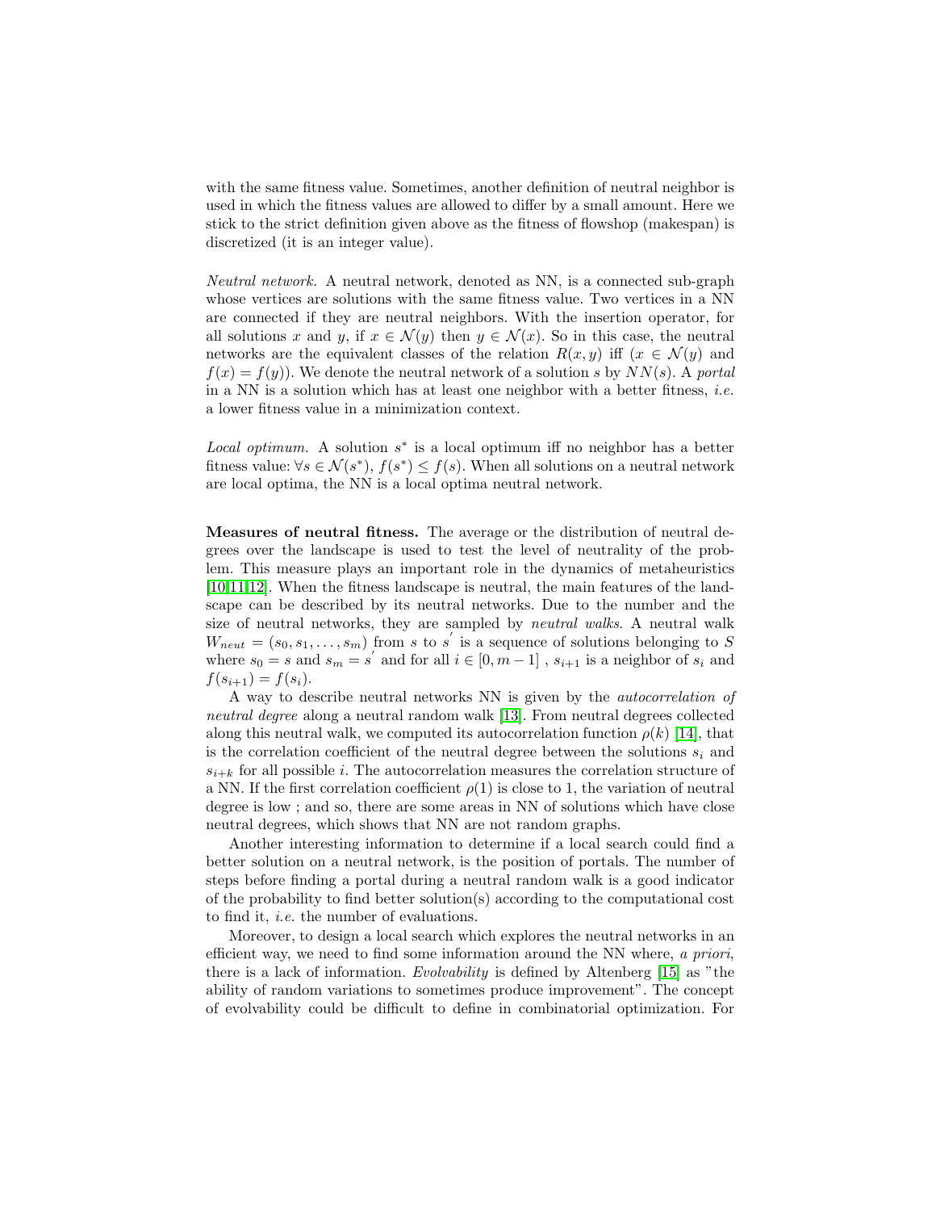with the same fitness value. Sometimes, another definition of neutral neighbor is used in which the fitness values are allowed to differ by a small amount. Here we stick to the strict definition given above as the fitness of flowshop (makespan) is discretized (it is an integer value).

*Neutral network.* A neutral network, denoted as NN, is a connected sub-graph whose vertices are solutions with the same fitness value. Two vertices in a NN are connected if they are neutral neighbors. With the insertion operator, for all solutions $x$ and $y$, if $x \in \mathcal{N}(y)$ then $y \in \mathcal{N}(x)$. So in this case, the neutral networks are the equivalent classes of the relation $R(x, y)$ iff ($x \in \mathcal{N}(y)$ and $f(x) = f(y)$). We denote the neutral network of a solution $s$ by $NN(s)$. A *portal* in a NN is a solution which has at least one neighbor with a better fitness, *i.e.* a lower fitness value in a minimization context.

*Local optimum.* A solution $s^*$ is a local optimum iff no neighbor has a better fitness value: $\forall s \in \mathcal{N}(s^*)$, $f(s^*) \leq f(s)$. When all solutions on a neutral network are local optima, the NN is a local optima neutral network.

**Measures of neutral fitness.** The average or the distribution of neutral degrees over the landscape is used to test the level of neutrality of the problem. This measure plays an important role in the dynamics of metaheuristics [10,11,12]. When the fitness landscape is neutral, the main features of the landscape can be described by its neutral networks. Due to the number and the size of neutral networks, they are sampled by *neutral walks*. A neutral walk $W_{neut} = (s_0, s_1, \ldots, s_m)$ from $s$ to $s^{'}$ is a sequence of solutions belonging to $S$ where $s_0 = s$ and $s_m = s^{'}$ and for all $i \in [0, m-1]$ , $s_{i+1}$ is a neighbor of $s_i$ and $f(s_{i+1}) = f(s_i)$.

A way to describe neutral networks NN is given by the *autocorrelation of neutral degree* along a neutral random walk [13]. From neutral degrees collected along this neutral walk, we computed its autocorrelation function $\rho(k)$ [14], that is the correlation coefficient of the neutral degree between the solutions $s_i$ and $s_{i+k}$ for all possible $i$. The autocorrelation measures the correlation structure of a NN. If the first correlation coefficient $\rho(1)$ is close to 1, the variation of neutral degree is low ; and so, there are some areas in NN of solutions which have close neutral degrees, which shows that NN are not random graphs.

Another interesting information to determine if a local search could find a better solution on a neutral network, is the position of portals. The number of steps before finding a portal during a neutral random walk is a good indicator of the probability to find better solution(s) according to the computational cost to find it, *i.e.* the number of evaluations.

Moreover, to design a local search which explores the neutral networks in an efficient way, we need to find some information around the NN where, *a priori*, there is a lack of information. *Evolvability* is defined by Altenberg [15] as "the ability of random variations to sometimes produce improvement". The concept of evolvability could be difficult to define in combinatorial optimization. For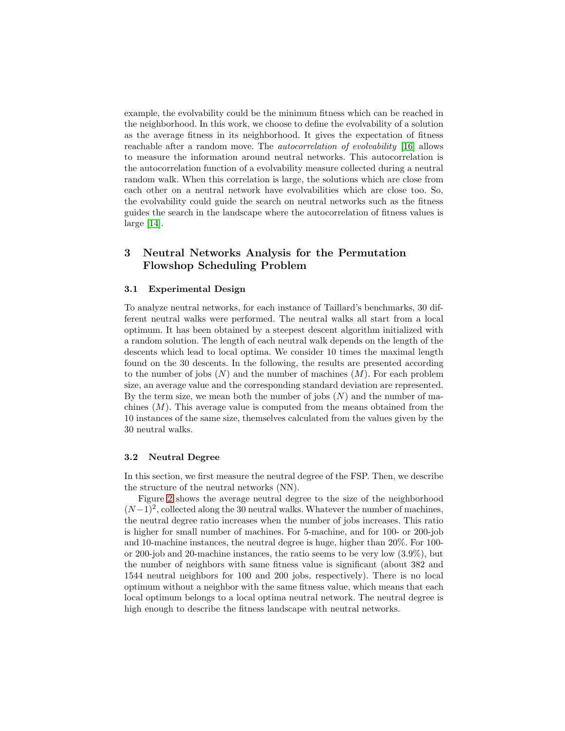example, the evolvability could be the minimum fitness which can be reached in the neighborhood. In this work, we choose to define the evolvability of a solution as the average fitness in its neighborhood. It gives the expectation of fitness reachable after a random move. The *autocorrelation of evolvability* [16] allows to measure the information around neutral networks. This autocorrelation is the autocorrelation function of a evolvability measure collected during a neutral random walk. When this correlation is large, the solutions which are close from each other on a neutral network have evolvabilities which are close too. So, the evolvability could guide the search on neutral networks such as the fitness guides the search in the landscape where the autocorrelation of fitness values is large [14].

## 3 Neutral Networks Analysis for the Permutation Flowshop Scheduling Problem

### 3.1 Experimental Design

To analyze neutral networks, for each instance of Taillard's benchmarks, 30 different neutral walks were performed. The neutral walks all start from a local optimum. It has been obtained by a steepest descent algorithm initialized with a random solution. The length of each neutral walk depends on the length of the descents which lead to local optima. We consider 10 times the maximal length found on the 30 descents. In the following, the results are presented according to the number of jobs ($N$) and the number of machines ($M$). For each problem size, an average value and the corresponding standard deviation are represented. By the term size, we mean both the number of jobs ($N$) and the number of machines ($M$). This average value is computed from the means obtained from the 10 instances of the same size, themselves calculated from the values given by the 30 neutral walks.

### 3.2 Neutral Degree

In this section, we first measure the neutral degree of the FSP. Then, we describe the structure of the neutral networks (NN).

Figure 2 shows the average neutral degree to the size of the neighborhood $(N-1)^2$, collected along the 30 neutral walks. Whatever the number of machines, the neutral degree ratio increases when the number of jobs increases. This ratio is higher for small number of machines. For 5-machine, and for 100- or 200-job and 10-machine instances, the neutral degree is huge, higher than 20%. For 100- or 200-job and 20-machine instances, the ratio seems to be very low (3.9%), but the number of neighbors with same fitness value is significant (about 382 and 1544 neutral neighbors for 100 and 200 jobs, respectively). There is no local optimum without a neighbor with the same fitness value, which means that each local optimum belongs to a local optima neutral network. The neutral degree is high enough to describe the fitness landscape with neutral networks.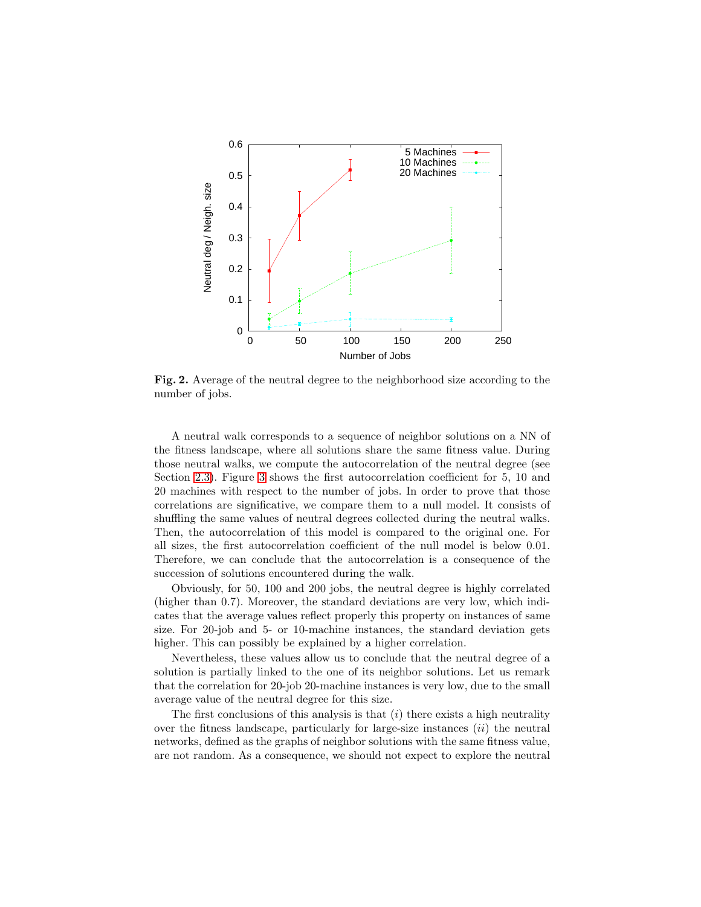**Fig. 2.** Average of the neutral degree to the neighborhood size according to the number of jobs.

A neutral walk corresponds to a sequence of neighbor solutions on a NN of the fitness landscape, where all solutions share the same fitness value. During those neutral walks, we compute the autocorrelation of the neutral degree (see Section 2.3). Figure 3 shows the first autocorrelation coefficient for 5, 10 and 20 machines with respect to the number of jobs. In order to prove that those correlations are significative, we compare them to a null model. It consists of shuffling the same values of neutral degrees collected during the neutral walks. Then, the autocorrelation of this model is compared to the original one. For all sizes, the first autocorrelation coefficient of the null model is below 0.01. Therefore, we can conclude that the autocorrelation is a consequence of the succession of solutions encountered during the walk.

Obviously, for 50, 100 and 200 jobs, the neutral degree is highly correlated (higher than 0.7). Moreover, the standard deviations are very low, which indicates that the average values reflect properly this property on instances of same size. For 20-job and 5- or 10-machine instances, the standard deviation gets higher. This can possibly be explained by a higher correlation.

Nevertheless, these values allow us to conclude that the neutral degree of a solution is partially linked to the one of its neighbor solutions. Let us remark that the correlation for 20-job 20-machine instances is very low, due to the small average value of the neutral degree for this size.

The first conclusions of this analysis is that $(i)$ there exists a high neutrality over the fitness landscape, particularly for large-size instances $(ii)$ the neutral networks, defined as the graphs of neighbor solutions with the same fitness value, are not random. As a consequence, we should not expect to explore the neutral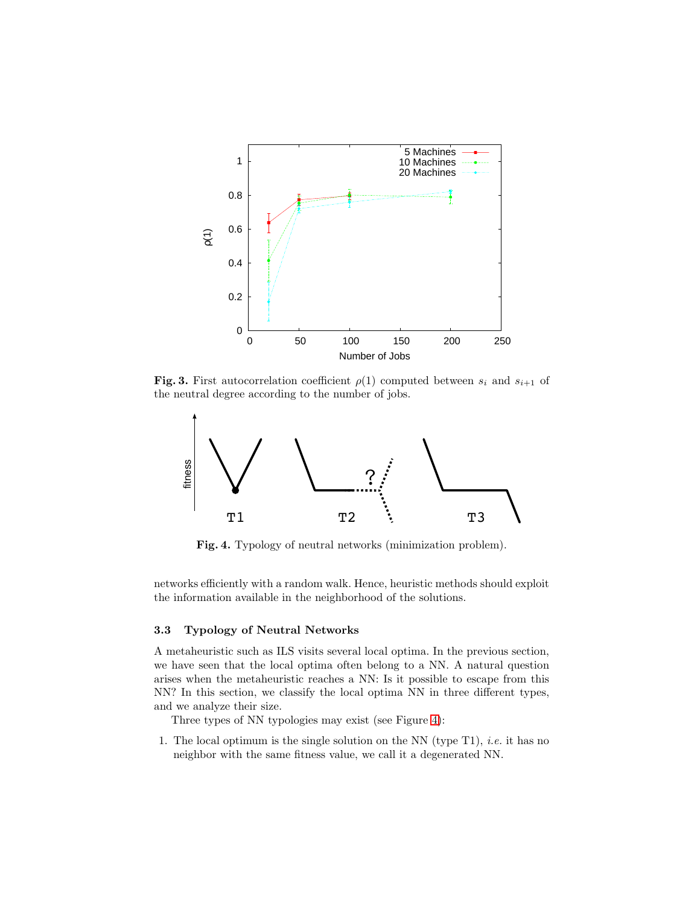**Fig. 3.** First autocorrelation coefficient $\rho(1)$ computed between $s_i$ and $s_{i+1}$ of the neutral degree according to the number of jobs.

**Fig. 4.** Typology of neutral networks (minimization problem).

networks efficiently with a random walk. Hence, heuristic methods should exploit the information available in the neighborhood of the solutions.

### 3.3 Typology of Neutral Networks

A metaheuristic such as ILS visits several local optima. In the previous section, we have seen that the local optima often belong to a NN. A natural question arises when the metaheuristic reaches a NN: Is it possible to escape from this NN? In this section, we classify the local optima NN in three different types, and we analyze their size.

Three types of NN typologies may exist (see Figure 4):

1. The local optimum is the single solution on the NN (type T1), *i.e.* it has no neighbor with the same fitness value, we call it a degenerated NN.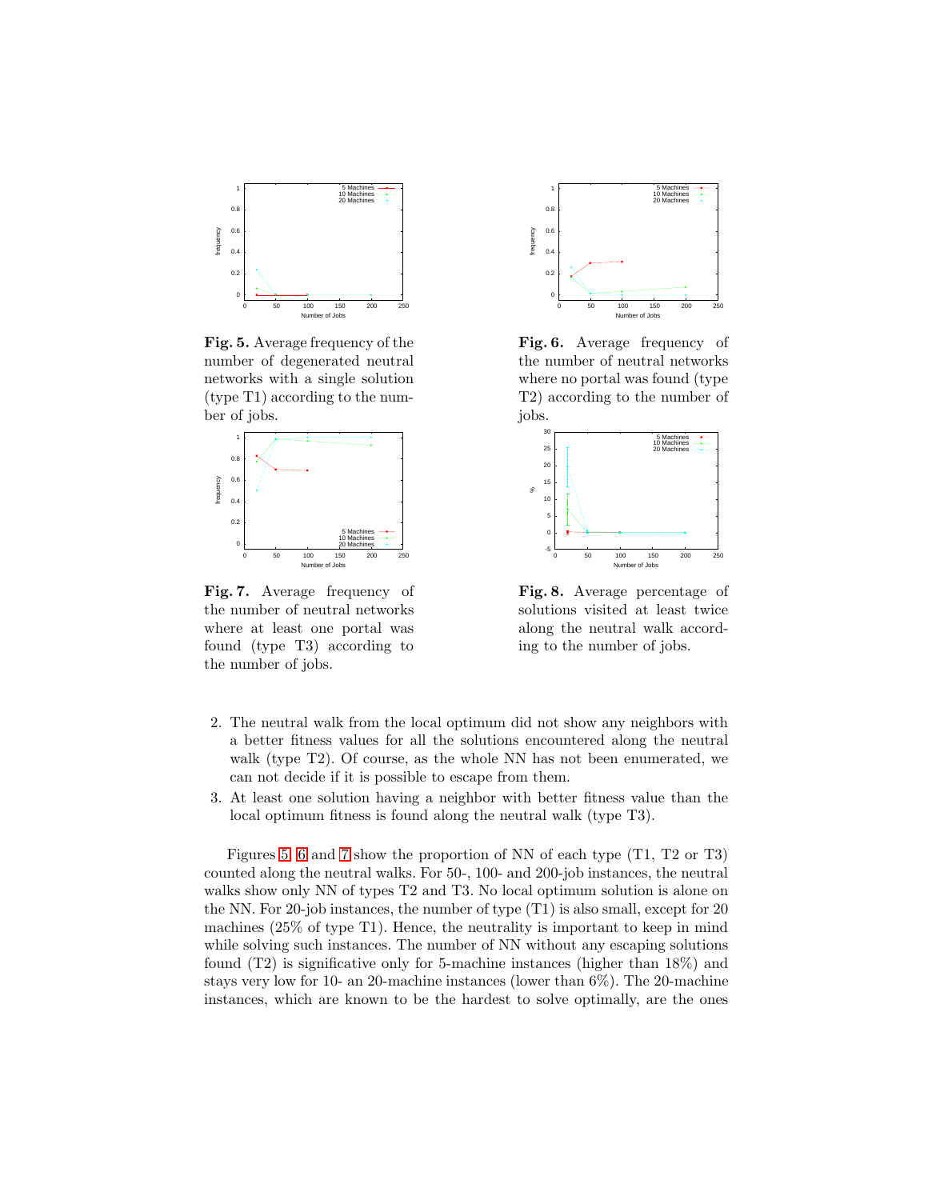**Fig. 5.** Average frequency of the number of degenerated neutral networks with a single solution (type T1) according to the number of jobs.

**Fig. 6.** Average frequency of the number of neutral networks where no portal was found (type T2) according to the number of jobs.

**Fig. 7.** Average frequency of the number of neutral networks where at least one portal was found (type T3) according to the number of jobs.

**Fig. 8.** Average percentage of solutions visited at least twice along the neutral walk according to the number of jobs.

2. The neutral walk from the local optimum did not show any neighbors with a better fitness values for all the solutions encountered along the neutral walk (type T2). Of course, as the whole NN has not been enumerated, we can not decide if it is possible to escape from them.
3. At least one solution having a neighbor with better fitness value than the local optimum fitness is found along the neutral walk (type T3).

Figures 5, 6 and 7 show the proportion of NN of each type (T1, T2 or T3) counted along the neutral walks. For 50-, 100- and 200-job instances, the neutral walks show only NN of types T2 and T3. No local optimum solution is alone on the NN. For 20-job instances, the number of type (T1) is also small, except for 20 machines (25% of type T1). Hence, the neutrality is important to keep in mind while solving such instances. The number of NN without any escaping solutions found (T2) is significative only for 5-machine instances (higher than 18%) and stays very low for 10- an 20-machine instances (lower than 6%). The 20-machine instances, which are known to be the hardest to solve optimally, are the ones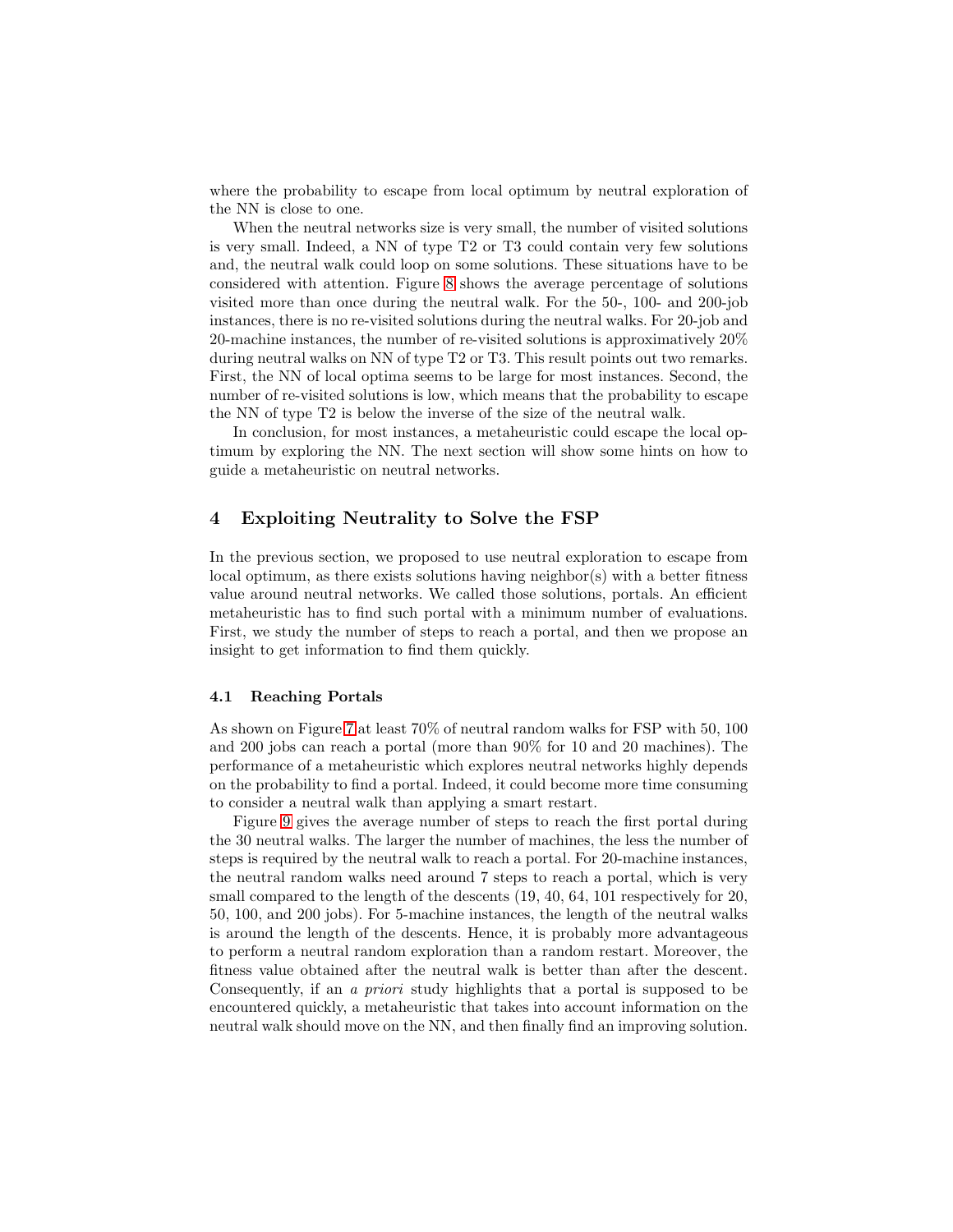where the probability to escape from local optimum by neutral exploration of the NN is close to one.

When the neutral networks size is very small, the number of visited solutions is very small. Indeed, a NN of type T2 or T3 could contain very few solutions and, the neutral walk could loop on some solutions. These situations have to be considered with attention. Figure 8 shows the average percentage of solutions visited more than once during the neutral walk. For the 50-, 100- and 200-job instances, there is no re-visited solutions during the neutral walks. For 20-job and 20-machine instances, the number of re-visited solutions is approximatively 20% during neutral walks on NN of type T2 or T3. This result points out two remarks. First, the NN of local optima seems to be large for most instances. Second, the number of re-visited solutions is low, which means that the probability to escape the NN of type T2 is below the inverse of the size of the neutral walk.

In conclusion, for most instances, a metaheuristic could escape the local optimum by exploring the NN. The next section will show some hints on how to guide a metaheuristic on neutral networks.

## 4 Exploiting Neutrality to Solve the FSP

In the previous section, we proposed to use neutral exploration to escape from local optimum, as there exists solutions having neighbor(s) with a better fitness value around neutral networks. We called those solutions, portals. An efficient metaheuristic has to find such portal with a minimum number of evaluations. First, we study the number of steps to reach a portal, and then we propose an insight to get information to find them quickly.

### 4.1 Reaching Portals

As shown on Figure 7 at least 70% of neutral random walks for FSP with 50, 100 and 200 jobs can reach a portal (more than 90% for 10 and 20 machines). The performance of a metaheuristic which explores neutral networks highly depends on the probability to find a portal. Indeed, it could become more time consuming to consider a neutral walk than applying a smart restart.

Figure 9 gives the average number of steps to reach the first portal during the 30 neutral walks. The larger the number of machines, the less the number of steps is required by the neutral walk to reach a portal. For 20-machine instances, the neutral random walks need around 7 steps to reach a portal, which is very small compared to the length of the descents (19, 40, 64, 101 respectively for 20, 50, 100, and 200 jobs). For 5-machine instances, the length of the neutral walks is around the length of the descents. Hence, it is probably more advantageous to perform a neutral random exploration than a random restart. Moreover, the fitness value obtained after the neutral walk is better than after the descent. Consequently, if an *a priori* study highlights that a portal is supposed to be encountered quickly, a metaheuristic that takes into account information on the neutral walk should move on the NN, and then finally find an improving solution.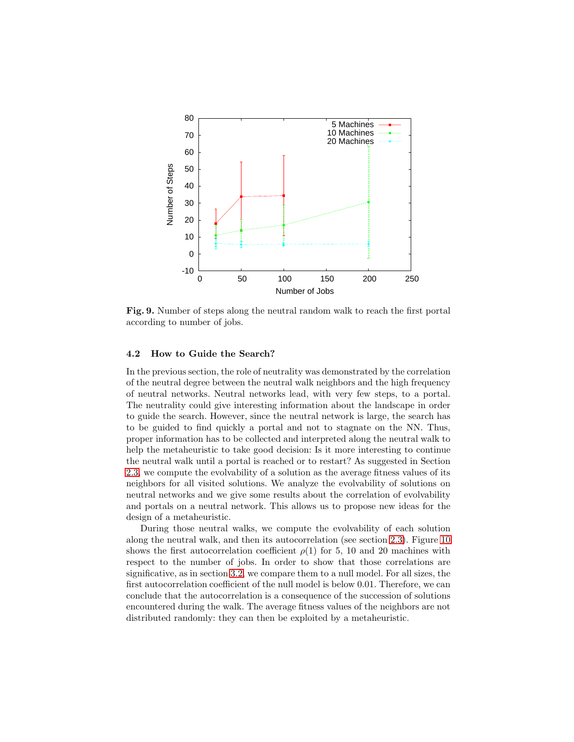**Fig. 9.** Number of steps along the neutral random walk to reach the first portal according to number of jobs.

### 4.2 How to Guide the Search?

In the previous section, the role of neutrality was demonstrated by the correlation of the neutral degree between the neutral walk neighbors and the high frequency of neutral networks. Neutral networks lead, with very few steps, to a portal. The neutrality could give interesting information about the landscape in order to guide the search. However, since the neutral network is large, the search has to be guided to find quickly a portal and not to stagnate on the NN. Thus, proper information has to be collected and interpreted along the neutral walk to help the metaheuristic to take good decision: Is it more interesting to continue the neutral walk until a portal is reached or to restart? As suggested in Section 2.3, we compute the evolvability of a solution as the average fitness values of its neighbors for all visited solutions. We analyze the evolvability of solutions on neutral networks and we give some results about the correlation of evolvability and portals on a neutral network. This allows us to propose new ideas for the design of a metaheuristic.

During those neutral walks, we compute the evolvability of each solution along the neutral walk, and then its autocorrelation (see section 2.3). Figure 10 shows the first autocorrelation coefficient $\rho(1)$ for 5, 10 and 20 machines with respect to the number of jobs. In order to show that those correlations are significative, as in section 3.2, we compare them to a null model. For all sizes, the first autocorrelation coefficient of the null model is below 0.01. Therefore, we can conclude that the autocorrelation is a consequence of the succession of solutions encountered during the walk. The average fitness values of the neighbors are not distributed randomly: they can then be exploited by a metaheuristic.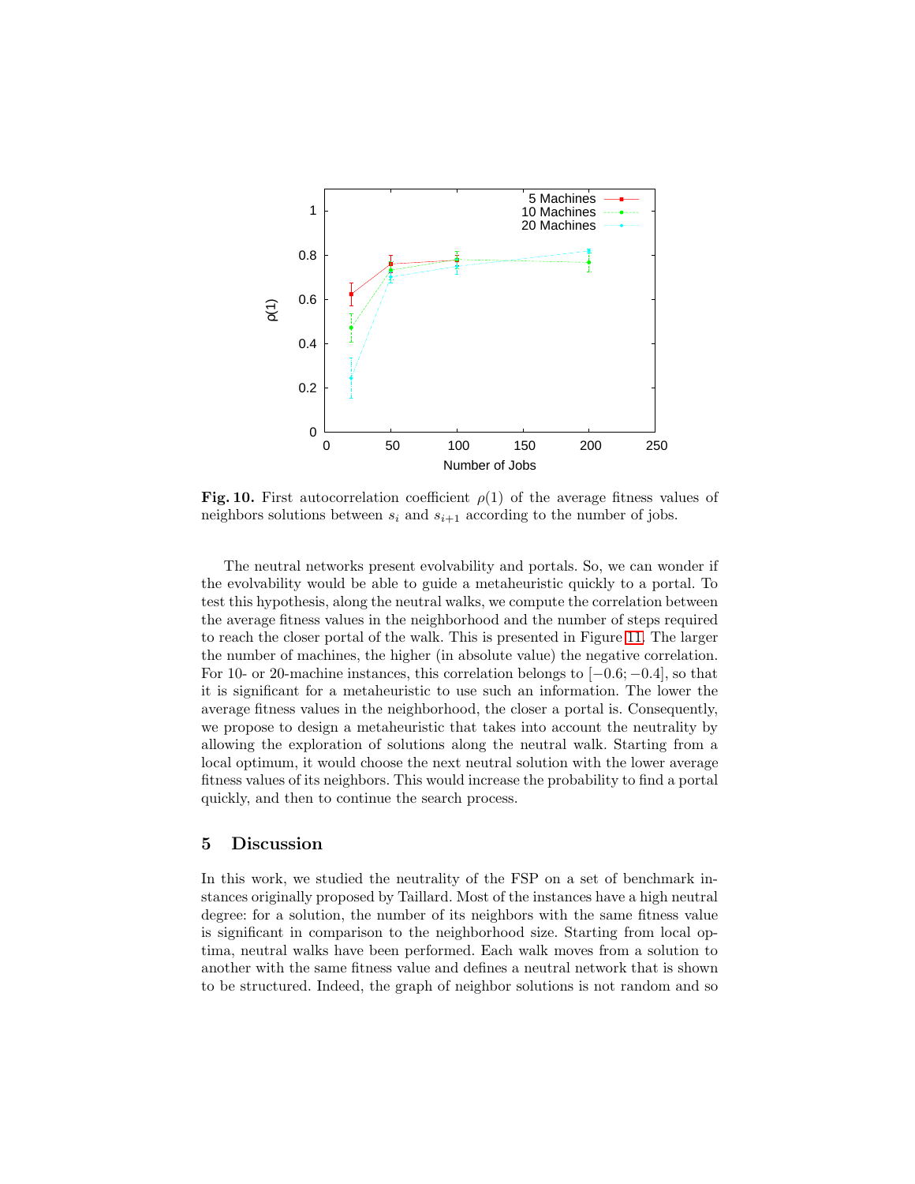**Fig. 10.** First autocorrelation coefficient $\rho(1)$ of the average fitness values of neighbors solutions between $s_i$ and $s_{i+1}$ according to the number of jobs.

The neutral networks present evolvability and portals. So, we can wonder if the evolvability would be able to guide a metaheuristic quickly to a portal. To test this hypothesis, along the neutral walks, we compute the correlation between the average fitness values in the neighborhood and the number of steps required to reach the closer portal of the walk. This is presented in Figure 11. The larger the number of machines, the higher (in absolute value) the negative correlation. For 10- or 20-machine instances, this correlation belongs to $[-0.6; -0.4]$, so that it is significant for a metaheuristic to use such an information. The lower the average fitness values in the neighborhood, the closer a portal is. Consequently, we propose to design a metaheuristic that takes into account the neutrality by allowing the exploration of solutions along the neutral walk. Starting from a local optimum, it would choose the next neutral solution with the lower average fitness values of its neighbors. This would increase the probability to find a portal quickly, and then to continue the search process.

## 5 Discussion

In this work, we studied the neutrality of the FSP on a set of benchmark instances originally proposed by Taillard. Most of the instances have a high neutral degree: for a solution, the number of its neighbors with the same fitness value is significant in comparison to the neighborhood size. Starting from local optima, neutral walks have been performed. Each walk moves from a solution to another with the same fitness value and defines a neutral network that is shown to be structured. Indeed, the graph of neighbor solutions is not random and so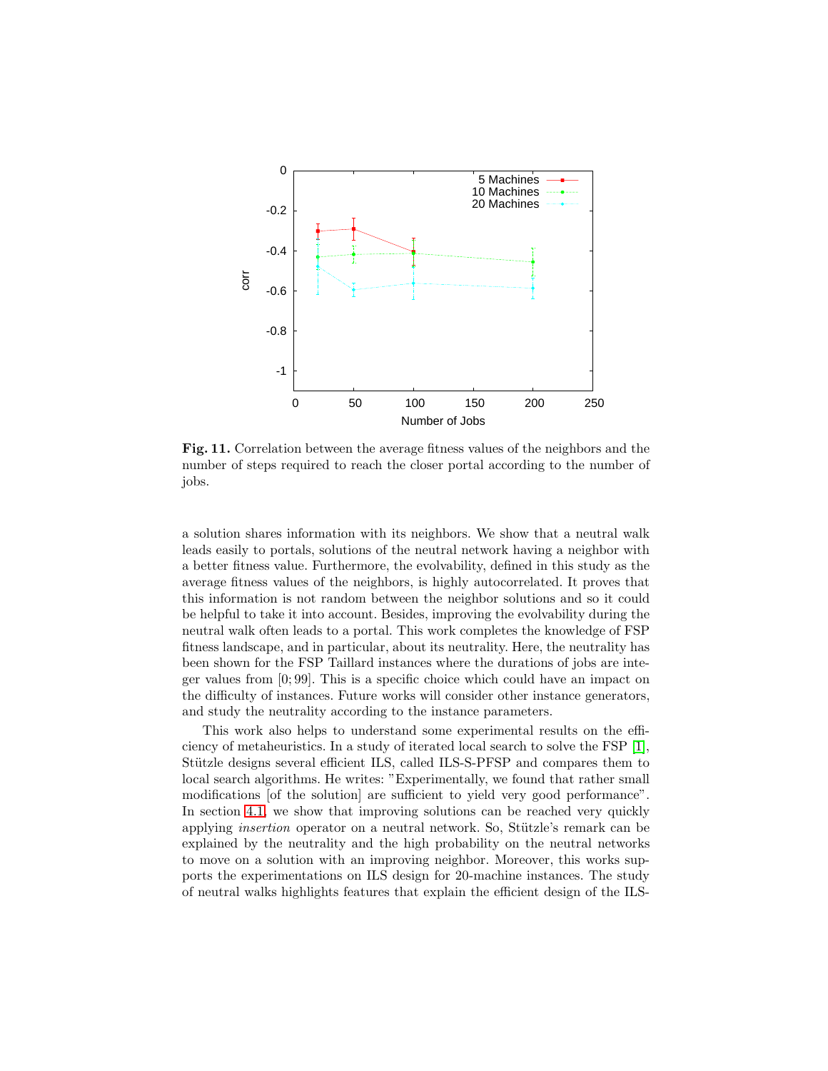**Fig. 11.** Correlation between the average fitness values of the neighbors and the number of steps required to reach the closer portal according to the number of jobs.

a solution shares information with its neighbors. We show that a neutral walk leads easily to portals, solutions of the neutral network having a neighbor with a better fitness value. Furthermore, the evolvability, defined in this study as the average fitness values of the neighbors, is highly autocorrelated. It proves that this information is not random between the neighbor solutions and so it could be helpful to take it into account. Besides, improving the evolvability during the neutral walk often leads to a portal. This work completes the knowledge of FSP fitness landscape, and in particular, about its neutrality. Here, the neutrality has been shown for the FSP Taillard instances where the durations of jobs are integer values from $[0; 99]$. This is a specific choice which could have an impact on the difficulty of instances. Future works will consider other instance generators, and study the neutrality according to the instance parameters.

This work also helps to understand some experimental results on the efficiency of metaheuristics. In a study of iterated local search to solve the FSP [1], Stützle designs several efficient ILS, called ILS-S-PFSP and compares them to local search algorithms. He writes: "Experimentally, we found that rather small modifications [of the solution] are sufficient to yield very good performance". In section 4.1, we show that improving solutions can be reached very quickly applying *insertion* operator on a neutral network. So, Stützle's remark can be explained by the neutrality and the high probability on the neutral networks to move on a solution with an improving neighbor. Moreover, this works supports the experimentations on ILS design for 20-machine instances. The study of neutral walks highlights features that explain the efficient design of the ILS-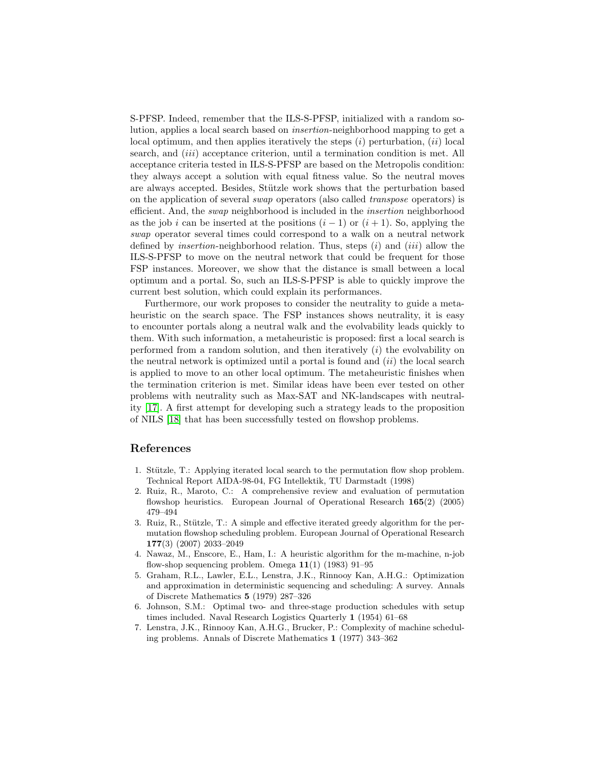S-PFSP. Indeed, remember that the ILS-S-PFSP, initialized with a random solution, applies a local search based on *insertion*-neighborhood mapping to get a local optimum, and then applies iteratively the steps ($i$) perturbation, ($ii$) local search, and ($iii$) acceptance criterion, until a termination condition is met. All acceptance criteria tested in ILS-S-PFSP are based on the Metropolis condition: they always accept a solution with equal fitness value. So the neutral moves are always accepted. Besides, Stützle work shows that the perturbation based on the application of several *swap* operators (also called *transpose* operators) is efficient. And, the *swap* neighborhood is included in the *insertion* neighborhood as the job $i$ can be inserted at the positions $(i-1)$ or $(i+1)$. So, applying the *swap* operator several times could correspond to a walk on a neutral network defined by *insertion*-neighborhood relation. Thus, steps ($i$) and ($iii$) allow the ILS-S-PFSP to move on the neutral network that could be frequent for those FSP instances. Moreover, we show that the distance is small between a local optimum and a portal. So, such an ILS-S-PFSP is able to quickly improve the current best solution, which could explain its performances.

Furthermore, our work proposes to consider the neutrality to guide a metaheuristic on the search space. The FSP instances shows neutrality, it is easy to encounter portals along a neutral walk and the evolvability leads quickly to them. With such information, a metaheuristic is proposed: first a local search is performed from a random solution, and then iteratively ($i$) the evolvability on the neutral network is optimized until a portal is found and ($ii$) the local search is applied to move to an other local optimum. The metaheuristic finishes when the termination criterion is met. Similar ideas have been ever tested on other problems with neutrality such as Max-SAT and NK-landscapes with neutrality [17]. A first attempt for developing such a strategy leads to the proposition of NILS [18] that has been successfully tested on flowshop problems.

## References

1. Stützle, T.: Applying iterated local search to the permutation flow shop problem. Technical Report AIDA-98-04, FG Intellektik, TU Darmstadt (1998)
2. Ruiz, R., Maroto, C.: A comprehensive review and evaluation of permutation flowshop heuristics. European Journal of Operational Research **165**(2) (2005) 479–494
3. Ruiz, R., Stützle, T.: A simple and effective iterated greedy algorithm for the permutation flowshop scheduling problem. European Journal of Operational Research **177**(3) (2007) 2033–2049
4. Nawaz, M., Enscore, E., Ham, I.: A heuristic algorithm for the m-machine, n-job flow-shop sequencing problem. Omega **11**(1) (1983) 91–95
5. Graham, R.L., Lawler, E.L., Lenstra, J.K., Rinnooy Kan, A.H.G.: Optimization and approximation in deterministic sequencing and scheduling: A survey. Annals of Discrete Mathematics **5** (1979) 287–326
6. Johnson, S.M.: Optimal two- and three-stage production schedules with setup times included. Naval Research Logistics Quarterly **1** (1954) 61–68
7. Lenstra, J.K., Rinnooy Kan, A.H.G., Brucker, P.: Complexity of machine scheduling problems. Annals of Discrete Mathematics **1** (1977) 343–362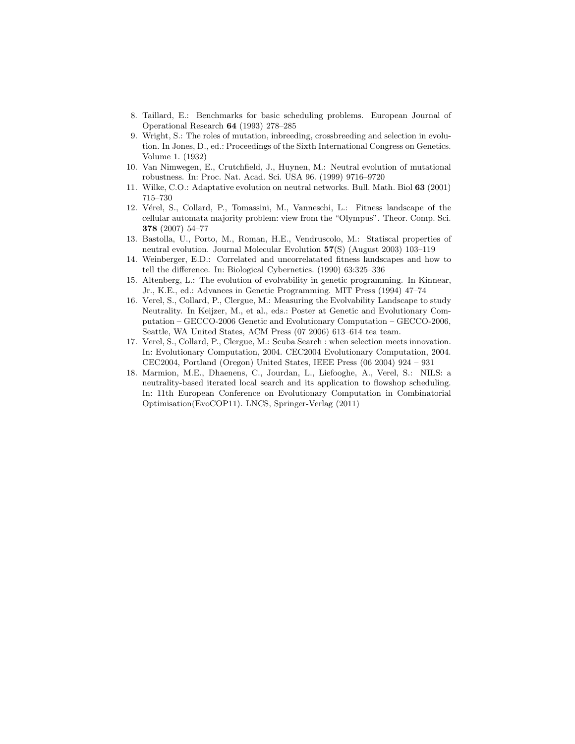8. Taillard, E.: Benchmarks for basic scheduling problems. European Journal of Operational Research **64** (1993) 278–285
9. Wright, S.: The roles of mutation, inbreeding, crossbreeding and selection in evolution. In Jones, D., ed.: Proceedings of the Sixth International Congress on Genetics. Volume 1. (1932)
10. Van Nimwegen, E., Crutchfield, J., Huynen, M.: Neutral evolution of mutational robustness. In: Proc. Nat. Acad. Sci. USA 96. (1999) 9716–9720
11. Wilke, C.O.: Adaptative evolution on neutral networks. Bull. Math. Biol **63** (2001) 715–730
12. Vérel, S., Collard, P., Tomassini, M., Vanneschi, L.: Fitness landscape of the cellular automata majority problem: view from the "Olympus". Theor. Comp. Sci. **378** (2007) 54–77
13. Bastolla, U., Porto, M., Roman, H.E., Vendruscolo, M.: Statiscal properties of neutral evolution. Journal Molecular Evolution **57**(S) (August 2003) 103–119
14. Weinberger, E.D.: Correlated and uncorrelatated fitness landscapes and how to tell the difference. In: Biological Cybernetics. (1990) 63:325–336
15. Altenberg, L.: The evolution of evolvability in genetic programming. In Kinnear, Jr., K.E., ed.: Advances in Genetic Programming. MIT Press (1994) 47–74
16. Verel, S., Collard, P., Clergue, M.: Measuring the Evolvability Landscape to study Neutrality. In Keijzer, M., et al., eds.: Poster at Genetic and Evolutionary Computation – GECCO-2006 Genetic and Evolutionary Computation – GECCO-2006, Seattle, WA United States, ACM Press (07 2006) 613–614 tea team.
17. Verel, S., Collard, P., Clergue, M.: Scuba Search : when selection meets innovation. In: Evolutionary Computation, 2004. CEC2004 Evolutionary Computation, 2004. CEC2004, Portland (Oregon) United States, IEEE Press (06 2004) 924 – 931
18. Marmion, M.E., Dhaenens, C., Jourdan, L., Liefooghe, A., Verel, S.: NILS: a neutrality-based iterated local search and its application to flowshop scheduling. In: 11th European Conference on Evolutionary Computation in Combinatorial Optimisation(EvoCOP11). LNCS, Springer-Verlag (2011)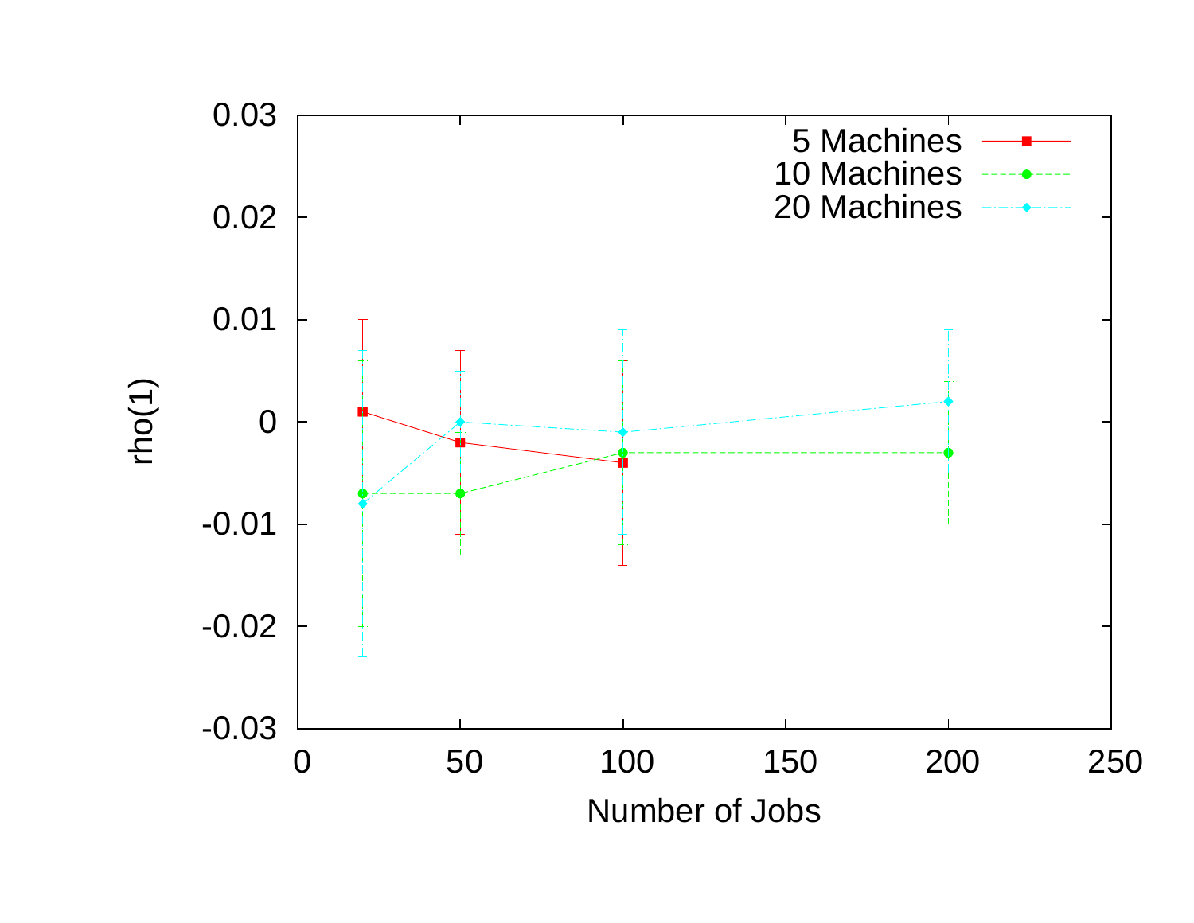rho(1)

0.03
0.02
0.01
0
-0.01
-0.02
-0.03

5 Machines
10 Machines
20 Machines

0
50
100
150
200
250

Number of Jobs